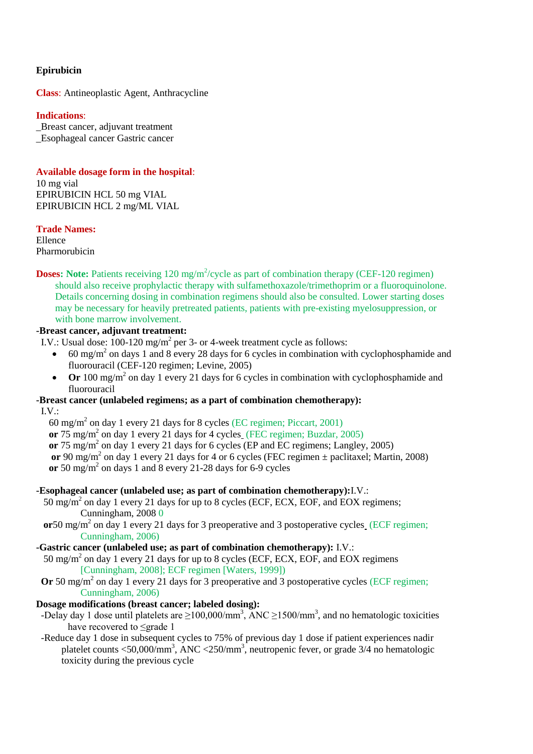**Epirubicin**

**Class**: Antineoplastic Agent, Anthracycline

**Indications**:
_Breast cancer, adjuvant treatment
_Esophageal cancer Gastric cancer

**Available dosage form in the hospital**:
10 mg vial
EPIRUBICIN HCL 50 mg VIAL
EPIRUBICIN HCL 2 mg/ML VIAL

**Trade Names:**
Ellence
Pharmorubicin

**Doses**: **Note:** Patients receiving 120 mg/$m^2$/cycle as part of combination therapy (CEF-120 regimen) should also receive prophylactic therapy with sulfamethoxazole/trimethoprim or a fluoroquinolone. Details concerning dosing in combination regimens should also be consulted. Lower starting doses may be necessary for heavily pretreated patients, patients with pre-existing myelosuppression, or with bone marrow involvement.

**-Breast cancer, adjuvant treatment:**
I.V.: Usual dose: 100-120 mg/$m^2$ per 3- or 4-week treatment cycle as follows:

- 60 mg/$m^2$ on days 1 and 8 every 28 days for 6 cycles in combination with cyclophosphamide and fluorouracil (CEF-120 regimen; Levine, 2005)
- **Or** 100 mg/$m^2$ on day 1 every 21 days for 6 cycles in combination with cyclophosphamide and fluorouracil

**-Breast cancer (unlabeled regimens; as a part of combination chemotherapy):**
I.V.:
60 mg/$m^2$ on day 1 every 21 days for 8 cycles (EC regimen; Piccart, 2001)
**or** 75 mg/$m^2$ on day 1 every 21 days for 4 cycles (FEC regimen; Buzdar, 2005)
**or** 75 mg/$m^2$ on day 1 every 21 days for 6 cycles (EP and EC regimens; Langley, 2005)
**or** 90 mg/$m^2$ on day 1 every 21 days for 4 or 6 cycles (FEC regimen ± paclitaxel; Martin, 2008)
**or** 50 mg/$m^2$ on days 1 and 8 every 21-28 days for 6-9 cycles

**-Esophageal cancer (unlabeled use; as part of combination chemotherapy):** I.V.:
50 mg/$m^2$ on day 1 every 21 days for up to 8 cycles (ECF, ECX, EOF, and EOX regimens; Cunningham, 2008 0
**or** 50 mg/$m^2$ on day 1 every 21 days for 3 preoperative and 3 postoperative cycles (ECF regimen; Cunningham, 2006)

**-Gastric cancer (unlabeled use; as part of combination chemotherapy):** I.V.:
50 mg/$m^2$ on day 1 every 21 days for up to 8 cycles (ECF, ECX, EOF, and EOX regimens [Cunningham, 2008]; ECF regimen [Waters, 1999])
**Or** 50 mg/$m^2$ on day 1 every 21 days for 3 preoperative and 3 postoperative cycles (ECF regimen; Cunningham, 2006)

**Dosage modifications (breast cancer; labeled dosing):**
-Delay day 1 dose until platelets are ≥100,000/$mm^3$, ANC ≥1500/$mm^3$, and no hematologic toxicities have recovered to ≤grade 1
-Reduce day 1 dose in subsequent cycles to 75% of previous day 1 dose if patient experiences nadir platelet counts <50,000/$mm^3$, ANC <250/$mm^3$, neutropenic fever, or grade 3/4 no hematologic toxicity during the previous cycle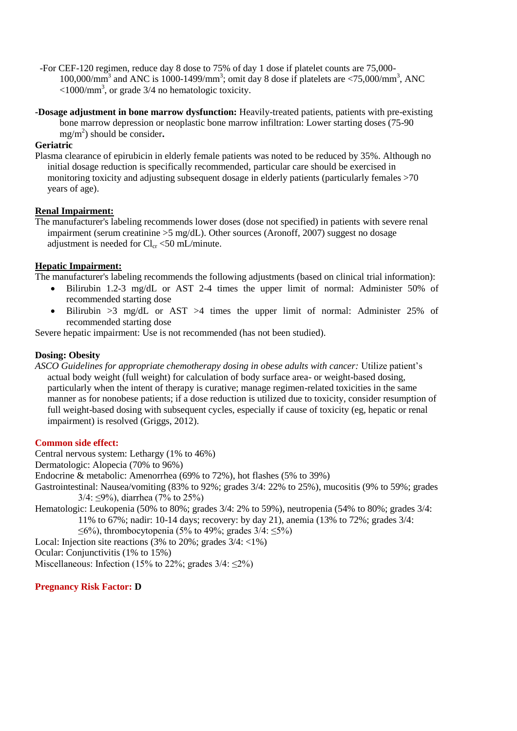-For CEF-120 regimen, reduce day 8 dose to 75% of day 1 dose if platelet counts are 75,000-100,000/$mm^3$ and ANC is 1000-1499/$mm^3$; omit day 8 dose if platelets are <75,000/$mm^3$, ANC <1000/$mm^3$, or grade 3/4 no hematologic toxicity.

**-Dosage adjustment in bone marrow dysfunction:** Heavily-treated patients, patients with pre-existing bone marrow depression or neoplastic bone marrow infiltration: Lower starting doses (75-90 mg/$m^2$) should be consider**.**

**Geriatric**

Plasma clearance of epirubicin in elderly female patients was noted to be reduced by 35%. Although no initial dosage reduction is specifically recommended, particular care should be exercised in monitoring toxicity and adjusting subsequent dosage in elderly patients (particularly females >70 years of age).

**Renal Impairment:**

The manufacturer's labeling recommends lower doses (dose not specified) in patients with severe renal impairment (serum creatinine >5 mg/dL). Other sources (Aronoff, 2007) suggest no dosage adjustment is needed for $Cl_{cr}$ <50 mL/minute.

**Hepatic Impairment:**

The manufacturer's labeling recommends the following adjustments (based on clinical trial information):

- Bilirubin 1.2-3 mg/dL or AST 2-4 times the upper limit of normal: Administer 50% of recommended starting dose
- Bilirubin >3 mg/dL or AST >4 times the upper limit of normal: Administer 25% of recommended starting dose

Severe hepatic impairment: Use is not recommended (has not been studied).

**Dosing: Obesity**

*ASCO Guidelines for appropriate chemotherapy dosing in obese adults with cancer:* Utilize patient's actual body weight (full weight) for calculation of body surface area- or weight-based dosing, particularly when the intent of therapy is curative; manage regimen-related toxicities in the same manner as for nonobese patients; if a dose reduction is utilized due to toxicity, consider resumption of full weight-based dosing with subsequent cycles, especially if cause of toxicity (eg, hepatic or renal impairment) is resolved (Griggs, 2012).

**Common side effect:**

Central nervous system: Lethargy (1% to 46%)
Dermatologic: Alopecia (70% to 96%)
Endocrine & metabolic: Amenorrhea (69% to 72%), hot flashes (5% to 39%)
Gastrointestinal: Nausea/vomiting (83% to 92%; grades 3/4: 22% to 25%), mucositis (9% to 59%; grades 3/4: ≤9%), diarrhea (7% to 25%)
Hematologic: Leukopenia (50% to 80%; grades 3/4: 2% to 59%), neutropenia (54% to 80%; grades 3/4: 11% to 67%; nadir: 10-14 days; recovery: by day 21), anemia (13% to 72%; grades 3/4: ≤6%), thrombocytopenia (5% to 49%; grades 3/4: ≤5%)
Local: Injection site reactions (3% to 20%; grades 3/4: <1%)
Ocular: Conjunctivitis (1% to 15%)
Miscellaneous: Infection (15% to 22%; grades 3/4: ≤2%)

**Pregnancy Risk Factor: D**